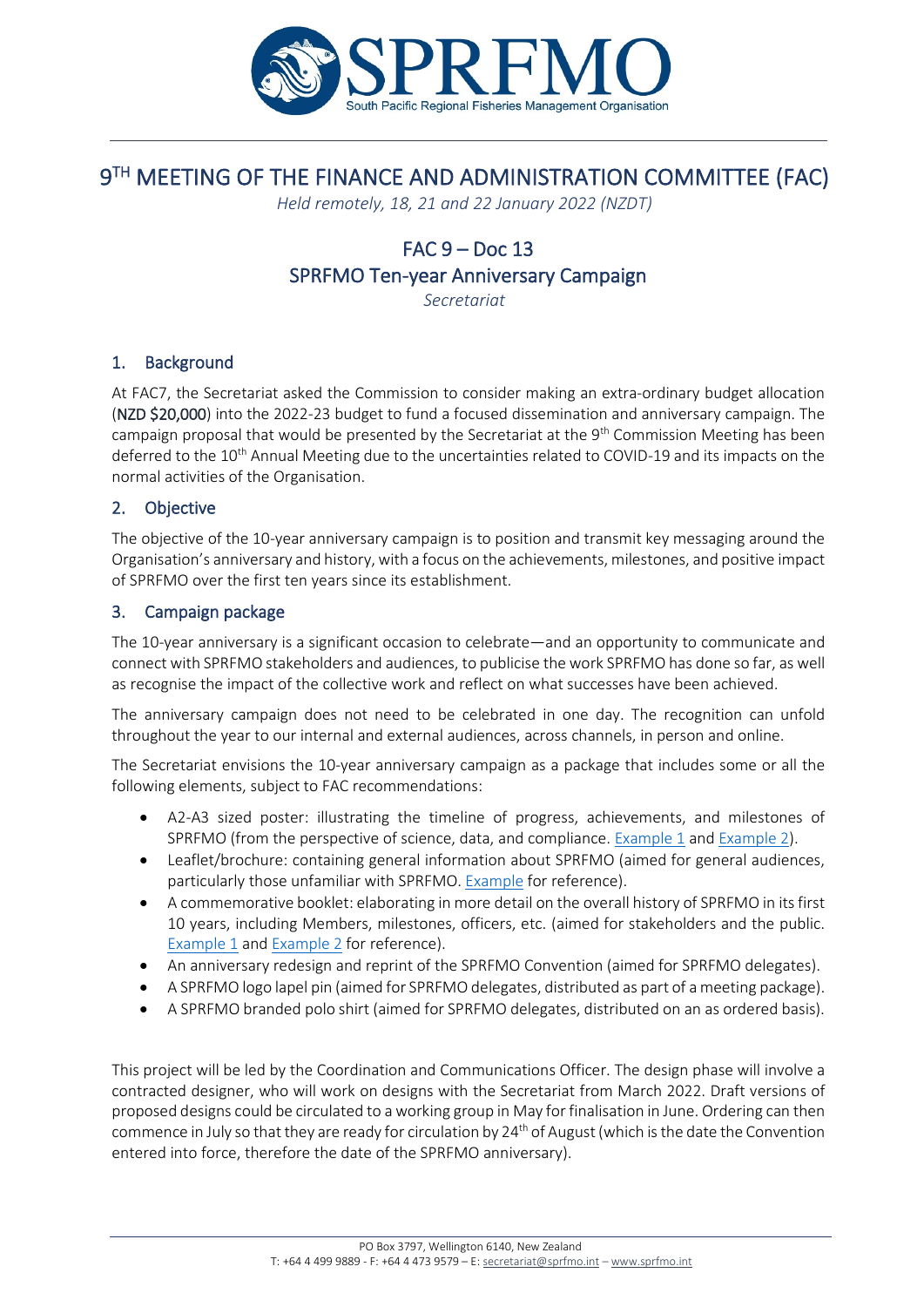# 9TH MEETING OF THE FINANCE AND ADMINISTRATION COMMITTEE (FAC)

*Held remotely, 18, 21 and 22 January 2022 (NZDT)*

## FAC 9 – Doc 13
## SPRFMO Ten-year Anniversary Campaign

*Secretariat*

### 1. Background

At FAC7, the Secretariat asked the Commission to consider making an extra-ordinary budget allocation (**NZD $20,000**) into the 2022-23 budget to fund a focused dissemination and anniversary campaign. The campaign proposal that would be presented by the Secretariat at the 9th Commission Meeting has been deferred to the 10th Annual Meeting due to the uncertainties related to COVID-19 and its impacts on the normal activities of the Organisation.

### 2. Objective

The objective of the 10-year anniversary campaign is to position and transmit key messaging around the Organisation's anniversary and history, with a focus on the achievements, milestones, and positive impact of SPRFMO over the first ten years since its establishment.

### 3. Campaign package

The 10-year anniversary is a significant occasion to celebrate—and an opportunity to communicate and connect with SPRFMO stakeholders and audiences, to publicise the work SPRFMO has done so far, as well as recognise the impact of the collective work and reflect on what successes have been achieved.

The anniversary campaign does not need to be celebrated in one day. The recognition can unfold throughout the year to our internal and external audiences, across channels, in person and online.

The Secretariat envisions the 10-year anniversary campaign as a package that includes some or all the following elements, subject to FAC recommendations:

- A2-A3 sized poster: illustrating the timeline of progress, achievements, and milestones of SPRFMO (from the perspective of science, data, and compliance. Example 1 and Example 2).
- Leaflet/brochure: containing general information about SPRFMO (aimed for general audiences, particularly those unfamiliar with SPRFMO. Example for reference).
- A commemorative booklet: elaborating in more detail on the overall history of SPRFMO in its first 10 years, including Members, milestones, officers, etc. (aimed for stakeholders and the public. Example 1 and Example 2 for reference).
- An anniversary redesign and reprint of the SPRFMO Convention (aimed for SPRFMO delegates).
- A SPRFMO logo lapel pin (aimed for SPRFMO delegates, distributed as part of a meeting package).
- A SPRFMO branded polo shirt (aimed for SPRFMO delegates, distributed on an as ordered basis).

This project will be led by the Coordination and Communications Officer. The design phase will involve a contracted designer, who will work on designs with the Secretariat from March 2022. Draft versions of proposed designs could be circulated to a working group in May for finalisation in June. Ordering can then commence in July so that they are ready for circulation by 24th of August (which is the date the Convention entered into force, therefore the date of the SPRFMO anniversary).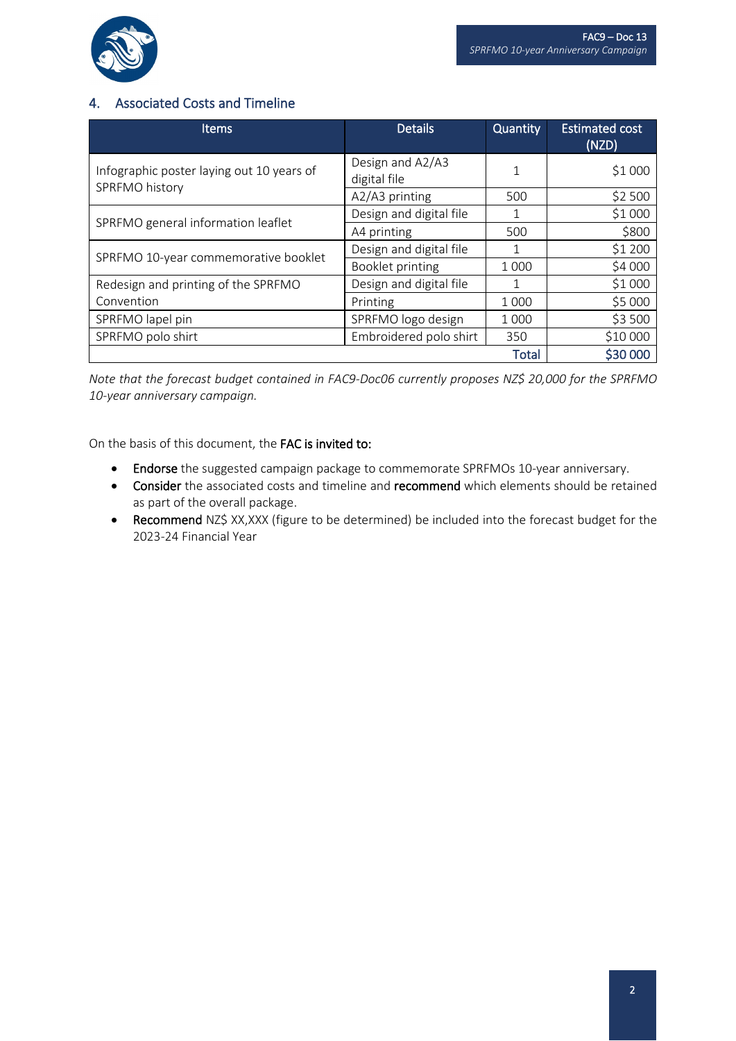## 4. Associated Costs and Timeline

| Items | Details | Quantity | Estimated cost (NZD) |
|---|---|---|---|
| Infographic poster laying out 10 years of SPRFMO history | Design and A2/A3 digital file | 1 | $1 000 |
| | A2/A3 printing | 500 | $2 500 |
| SPRFMO general information leaflet | Design and digital file | 1 | $1 000 |
| | A4 printing | 500 | $800 |
| SPRFMO 10-year commemorative booklet | Design and digital file | 1 | $1 200 |
| | Booklet printing | 1 000 | $4 000 |
| Redesign and printing of the SPRFMO Convention | Design and digital file | 1 | $1 000 |
| | Printing | 1 000 | $5 000 |
| SPRFMO lapel pin | SPRFMO logo design | 1 000 | $3 500 |
| SPRFMO polo shirt | Embroidered polo shirt | 350 | $10 000 |
| | | **Total** | **$30 000** |

*Note that the forecast budget contained in FAC9-Doc06 currently proposes NZ$ 20,000 for the SPRFMO 10-year anniversary campaign.*

On the basis of this document, the **FAC is invited to:**

- **Endorse** the suggested campaign package to commemorate SPRFMOs 10-year anniversary.
- **Consider** the associated costs and timeline and **recommend** which elements should be retained as part of the overall package.
- **Recommend** NZ$ XX,XXX (figure to be determined) be included into the forecast budget for the 2023-24 Financial Year